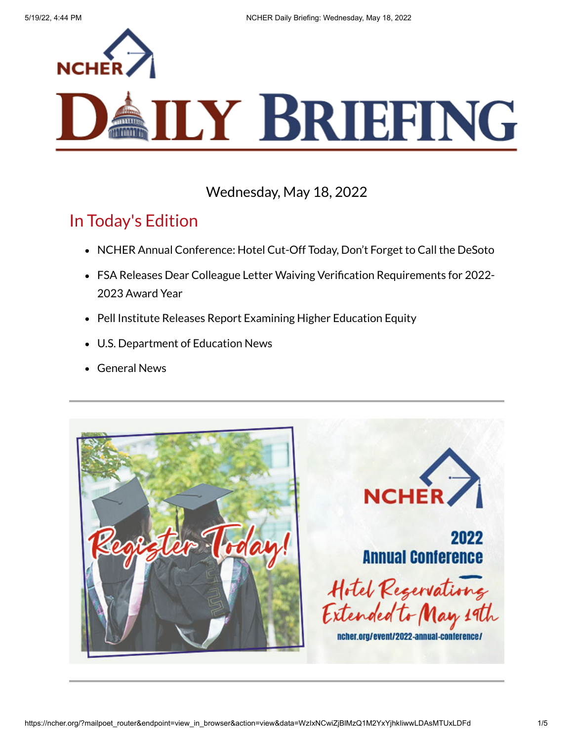# NCHER Daily Briefing

Wednesday, May 18, 2022

## In Today's Edition

- NCHER Annual Conference: Hotel Cut-Off Today, Don't Forget to Call the DeSoto
- FSA Releases Dear Colleague Letter Waiving Verification Requirements for 2022-2023 Award Year
- Pell Institute Releases Report Examining Higher Education Equity
- U.S. Department of Education News
- General News

---

Register Today!

NCHER 2022 Annual Conference

Hotel Reservations Extended to May 19th

ncher.org/event/2022-annual-conference/

---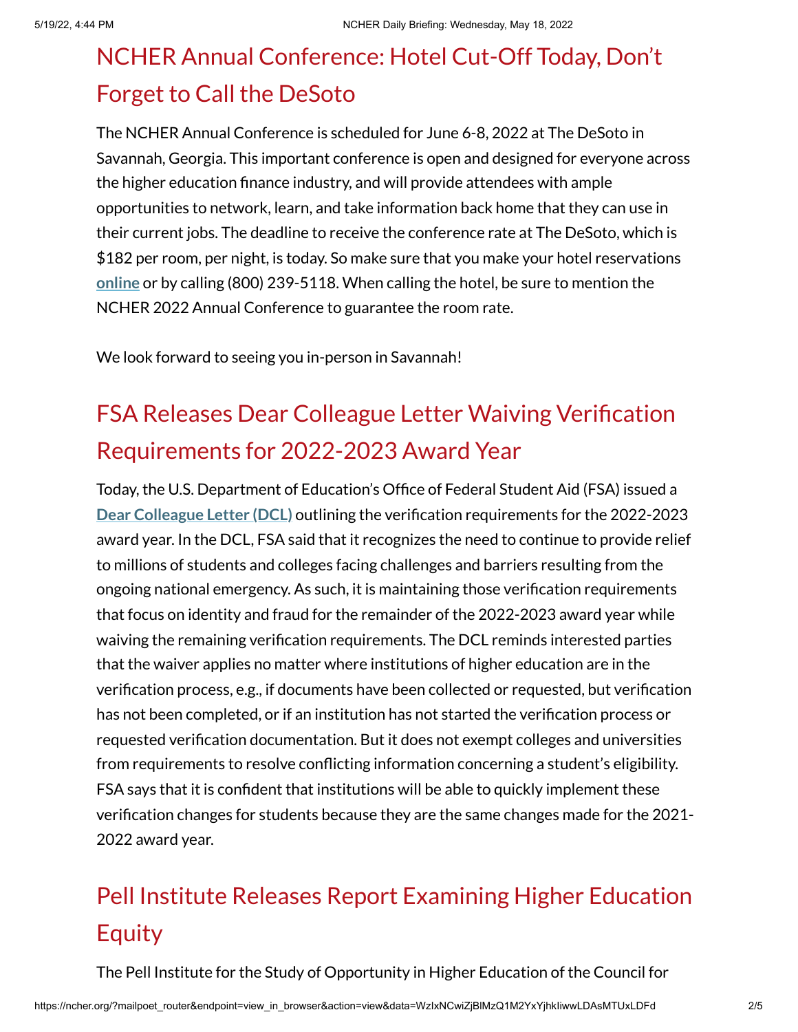## NCHER Annual Conference: Hotel Cut-Off Today, Don't Forget to Call the DeSoto

The NCHER Annual Conference is scheduled for June 6-8, 2022 at The DeSoto in Savannah, Georgia. This important conference is open and designed for everyone across the higher education finance industry, and will provide attendees with ample opportunities to network, learn, and take information back home that they can use in their current jobs. The deadline to receive the conference rate at The DeSoto, which is $182 per room, per night, is today. So make sure that you make your hotel reservations **online** or by calling (800) 239-5118. When calling the hotel, be sure to mention the NCHER 2022 Annual Conference to guarantee the room rate.

We look forward to seeing you in-person in Savannah!

## FSA Releases Dear Colleague Letter Waiving Verification Requirements for 2022-2023 Award Year

Today, the U.S. Department of Education's Office of Federal Student Aid (FSA) issued a **Dear Colleague Letter (DCL)** outlining the verification requirements for the 2022-2023 award year. In the DCL, FSA said that it recognizes the need to continue to provide relief to millions of students and colleges facing challenges and barriers resulting from the ongoing national emergency. As such, it is maintaining those verification requirements that focus on identity and fraud for the remainder of the 2022-2023 award year while waiving the remaining verification requirements. The DCL reminds interested parties that the waiver applies no matter where institutions of higher education are in the verification process, e.g., if documents have been collected or requested, but verification has not been completed, or if an institution has not started the verification process or requested verification documentation. But it does not exempt colleges and universities from requirements to resolve conflicting information concerning a student's eligibility. FSA says that it is confident that institutions will be able to quickly implement these verification changes for students because they are the same changes made for the 2021-2022 award year.

## Pell Institute Releases Report Examining Higher Education Equity

The Pell Institute for the Study of Opportunity in Higher Education of the Council for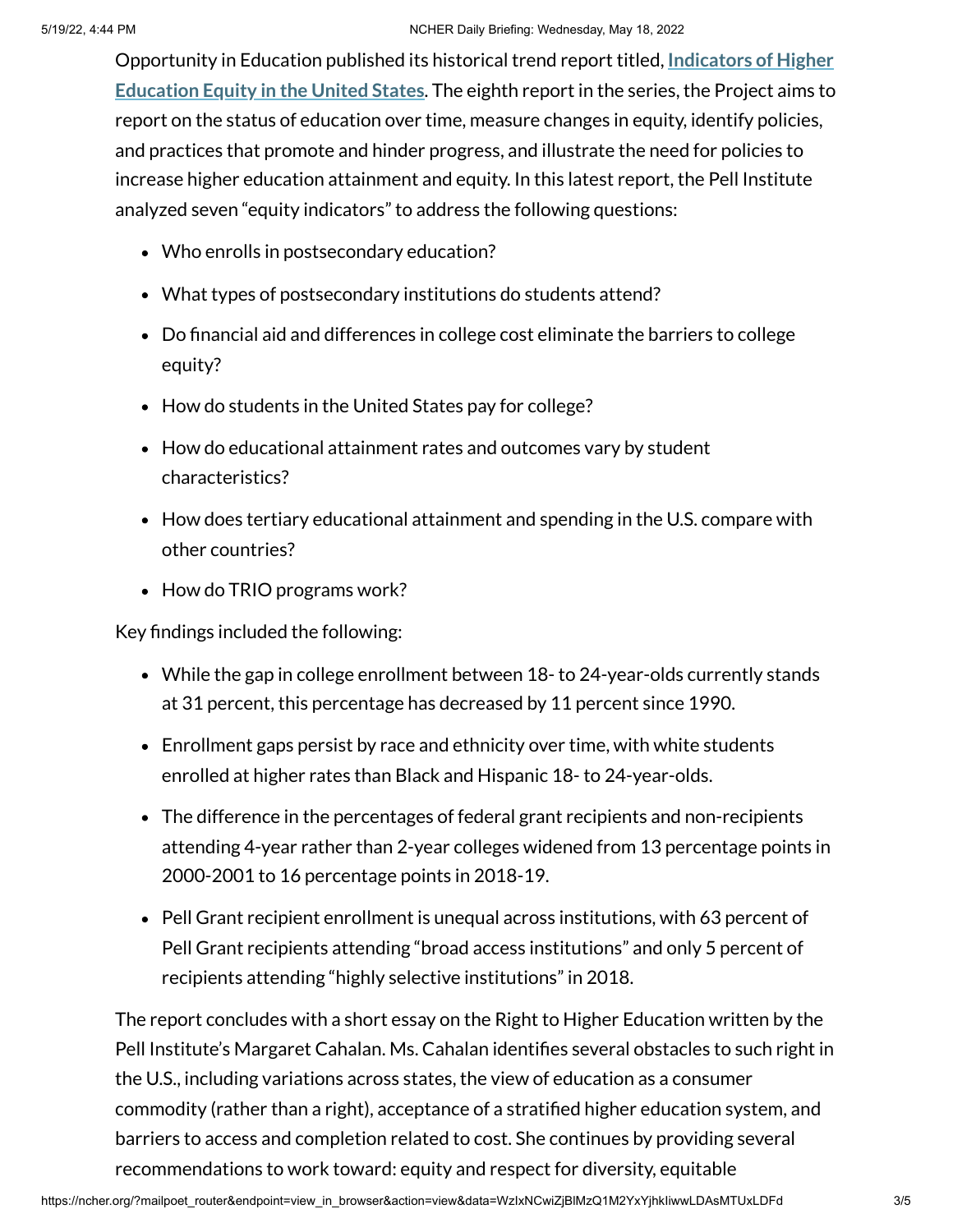Opportunity in Education published its historical trend report titled, **[Indicators of Higher Education Equity in the United States](#)**. The eighth report in the series, the Project aims to report on the status of education over time, measure changes in equity, identify policies, and practices that promote and hinder progress, and illustrate the need for policies to increase higher education attainment and equity. In this latest report, the Pell Institute analyzed seven "equity indicators" to address the following questions:

- Who enrolls in postsecondary education?
- What types of postsecondary institutions do students attend?
- Do financial aid and differences in college cost eliminate the barriers to college equity?
- How do students in the United States pay for college?
- How do educational attainment rates and outcomes vary by student characteristics?
- How does tertiary educational attainment and spending in the U.S. compare with other countries?
- How do TRIO programs work?

Key findings included the following:

- While the gap in college enrollment between 18- to 24-year-olds currently stands at 31 percent, this percentage has decreased by 11 percent since 1990.
- Enrollment gaps persist by race and ethnicity over time, with white students enrolled at higher rates than Black and Hispanic 18- to 24-year-olds.
- The difference in the percentages of federal grant recipients and non-recipients attending 4-year rather than 2-year colleges widened from 13 percentage points in 2000-2001 to 16 percentage points in 2018-19.
- Pell Grant recipient enrollment is unequal across institutions, with 63 percent of Pell Grant recipients attending "broad access institutions" and only 5 percent of recipients attending "highly selective institutions" in 2018.

The report concludes with a short essay on the Right to Higher Education written by the Pell Institute's Margaret Cahalan. Ms. Cahalan identifies several obstacles to such right in the U.S., including variations across states, the view of education as a consumer commodity (rather than a right), acceptance of a stratified higher education system, and barriers to access and completion related to cost. She continues by providing several recommendations to work toward: equity and respect for diversity, equitable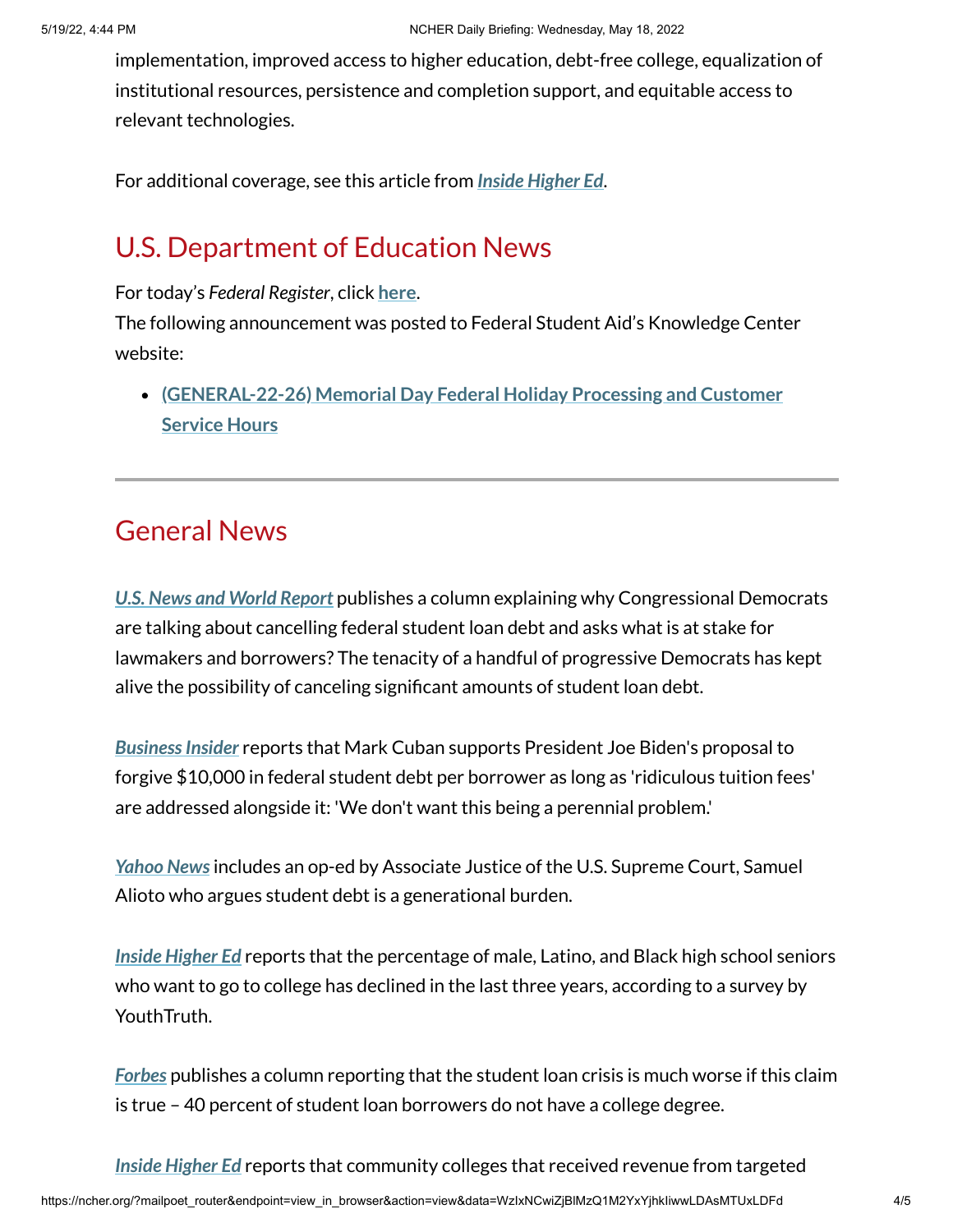implementation, improved access to higher education, debt-free college, equalization of institutional resources, persistence and completion support, and equitable access to relevant technologies.

For additional coverage, see this article from ***Inside Higher Ed***.

## U.S. Department of Education News

For today's *Federal Register*, click **here**.
The following announcement was posted to Federal Student Aid's Knowledge Center website:

- **(GENERAL-22-26) Memorial Day Federal Holiday Processing and Customer Service Hours**

---

## General News

***U.S. News and World Report*** publishes a column explaining why Congressional Democrats are talking about cancelling federal student loan debt and asks what is at stake for lawmakers and borrowers? The tenacity of a handful of progressive Democrats has kept alive the possibility of canceling significant amounts of student loan debt.

***Business Insider*** reports that Mark Cuban supports President Joe Biden's proposal to forgive $10,000 in federal student debt per borrower as long as 'ridiculous tuition fees' are addressed alongside it: 'We don't want this being a perennial problem.'

***Yahoo News*** includes an op-ed by Associate Justice of the U.S. Supreme Court, Samuel Alioto who argues student debt is a generational burden.

***Inside Higher Ed*** reports that the percentage of male, Latino, and Black high school seniors who want to go to college has declined in the last three years, according to a survey by YouthTruth.

***Forbes*** publishes a column reporting that the student loan crisis is much worse if this claim is true – 40 percent of student loan borrowers do not have a college degree.

***Inside Higher Ed*** reports that community colleges that received revenue from targeted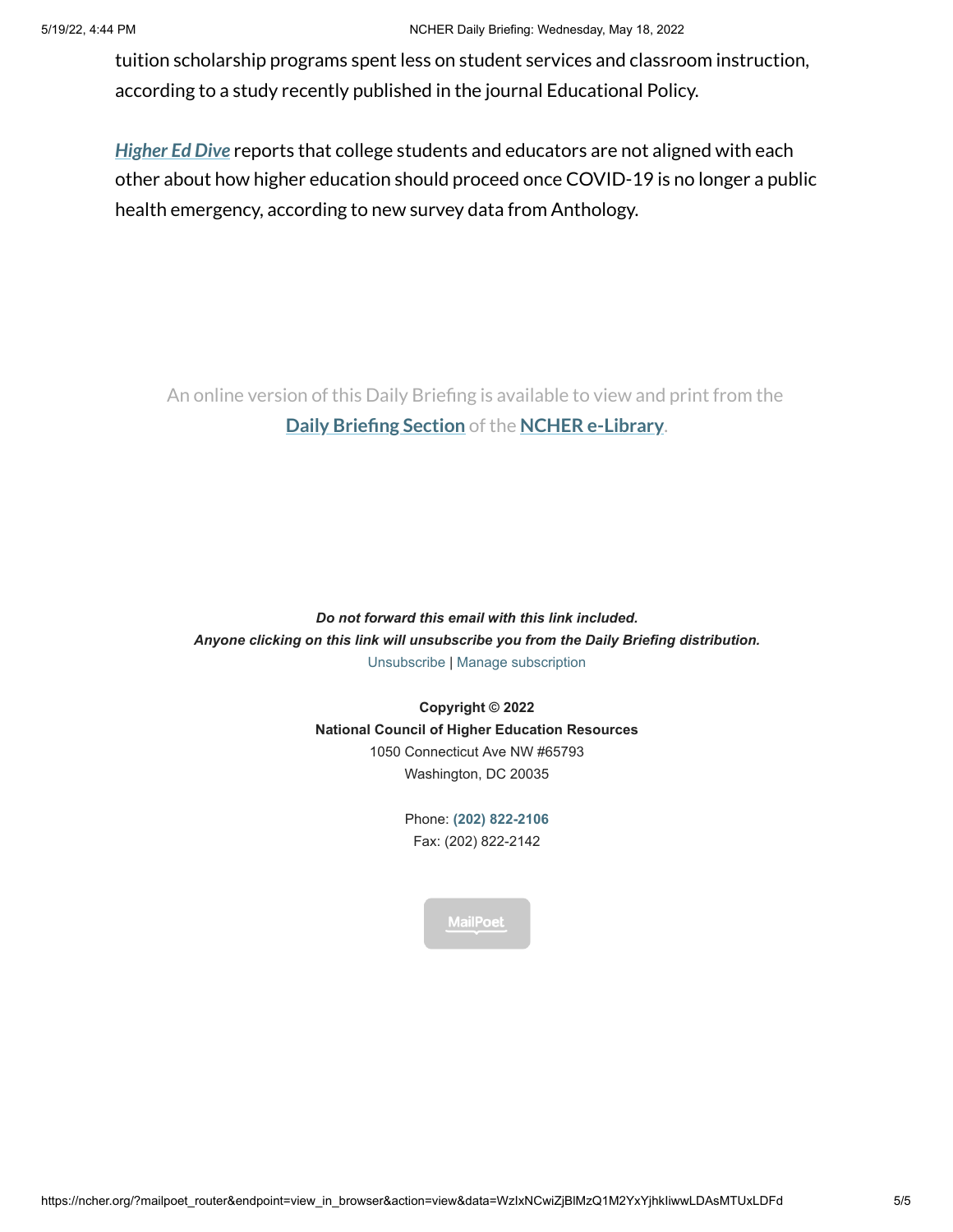tuition scholarship programs spent less on student services and classroom instruction, according to a study recently published in the journal Educational Policy.

***Higher Ed Dive*** reports that college students and educators are not aligned with each other about how higher education should proceed once COVID-19 is no longer a public health emergency, according to new survey data from Anthology.

An online version of this Daily Briefing is available to view and print from the **Daily Briefing Section** of the **NCHER e-Library**.

***Do not forward this email with this link included.***
***Anyone clicking on this link will unsubscribe you from the Daily Briefing distribution.***
Unsubscribe | Manage subscription

**Copyright © 2022**
**National Council of Higher Education Resources**
1050 Connecticut Ave NW #65793
Washington, DC 20035

Phone: **(202) 822-2106**
Fax: (202) 822-2142

MailPoet